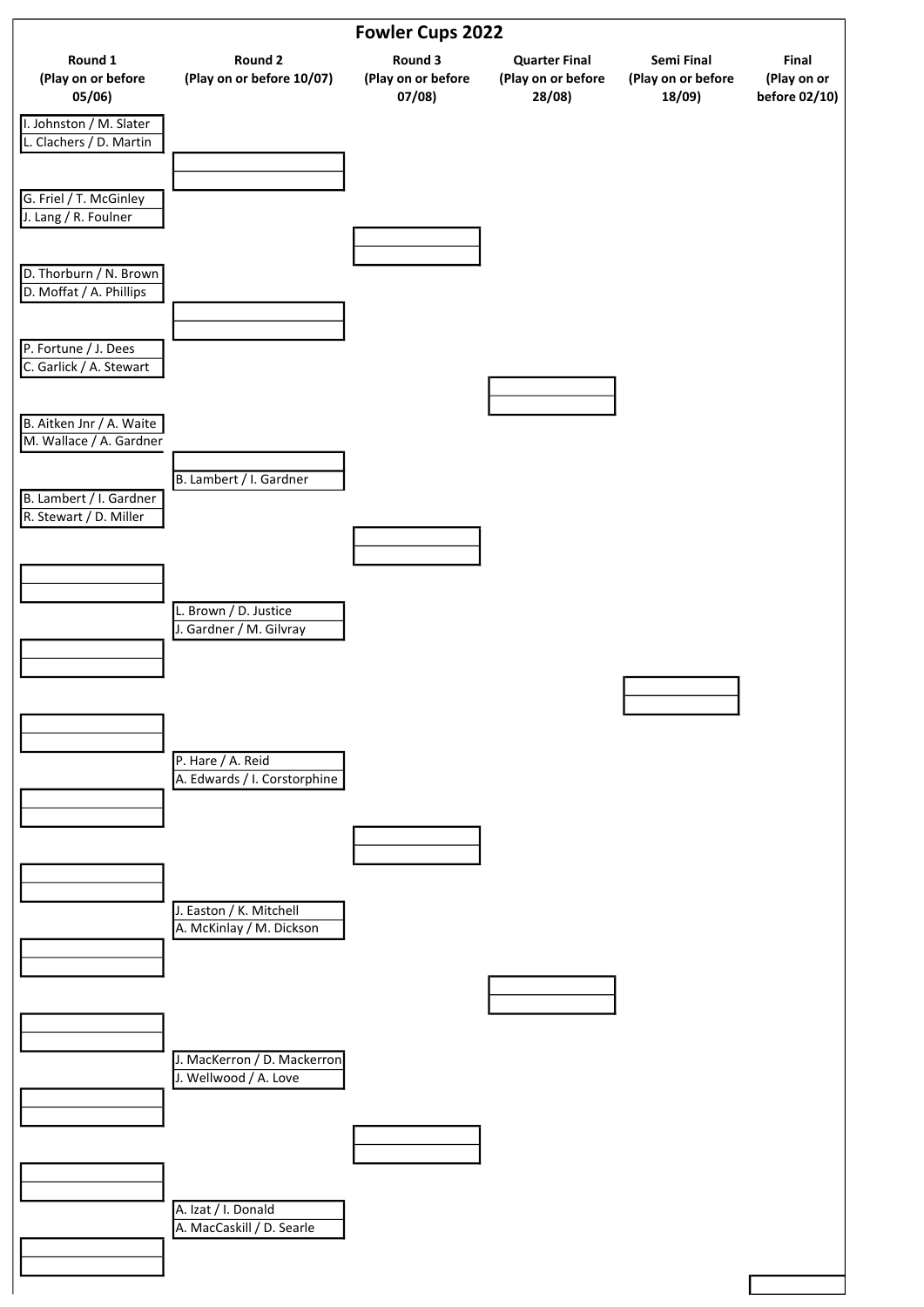# Fowler Cups 2022

| Round 1 (Play on or before 05/06) | Round 2 (Play on or before 10/07) | Round 3 (Play on or before 07/08) | Quarter Final (Play on or before 28/08) | Semi Final (Play on or before 18/09) | Final (Play on or before 02/10) |
|---|---|---|---|---|---|
| I. Johnston / M. Slater | | | | | |
| L. Clachers / D. Martin | | | | | |
| G. Friel / T. McGinley | | | | | |
| J. Lang / R. Foulner | | | | | |
| D. Thorburn / N. Brown | | | | | |
| D. Moffat / A. Phillips | | | | | |
| P. Fortune / J. Dees | | | | | |
| C. Garlick / A. Stewart | | | | | |
| B. Aitken Jnr / A. Waite | | | | | |
| M. Wallace / A. Gardner | | | | | |
| | B. Lambert / I. Gardner | | | | |
| B. Lambert / I. Gardner | | | | | |
| R. Stewart / D. Miller | | | | | |
| | L. Brown / D. Justice | | | | |
| | J. Gardner / M. Gilvray | | | | |
| | P. Hare / A. Reid | | | | |
| | A. Edwards / I. Corstorphine | | | | |
| | J. Easton / K. Mitchell | | | | |
| | A. McKinlay / M. Dickson | | | | |
| | J. MacKerron / D. Mackerron | | | | |
| | J. Wellwood / A. Love | | | | |
| | A. Izat / I. Donald | | | | |
| | A. MacCaskill / D. Searle | | | | |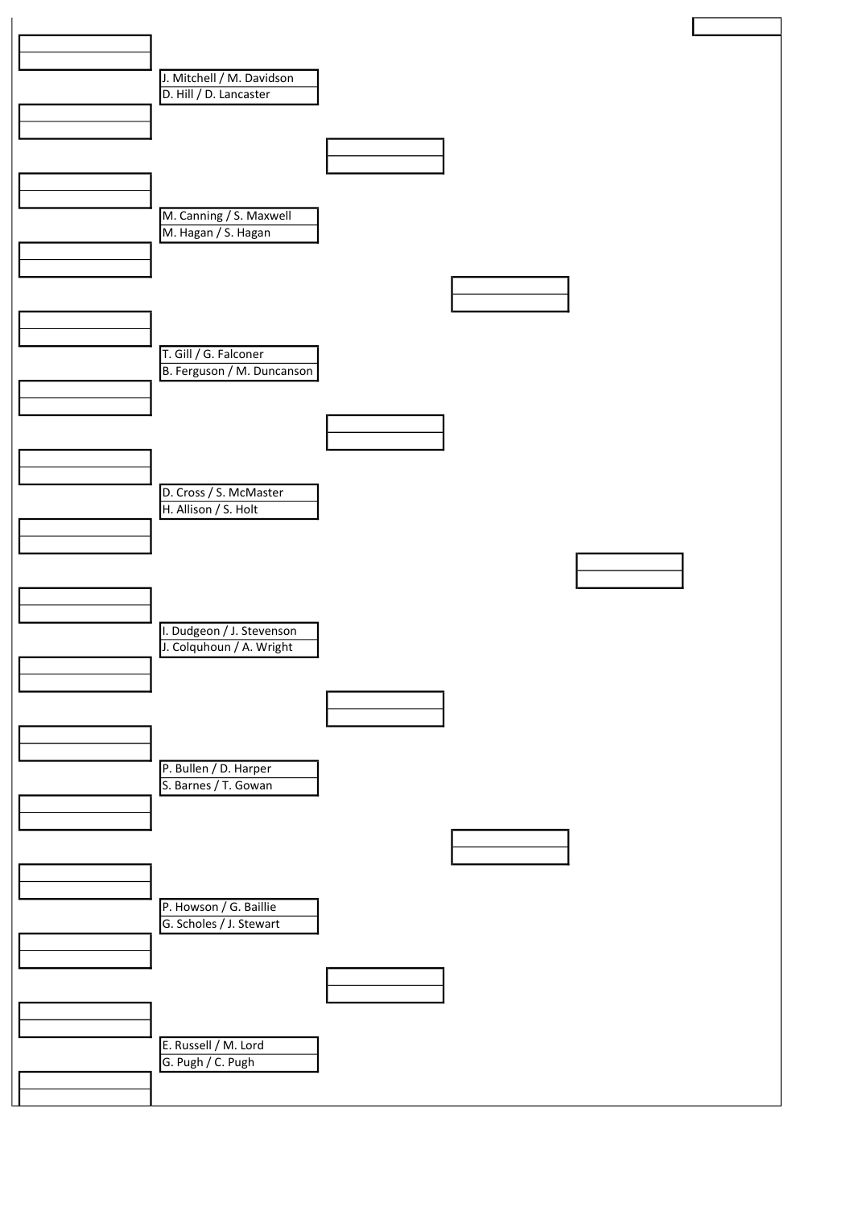J. Mitchell / M. Davidson
D. Hill / D. Lancaster

M. Canning / S. Maxwell
M. Hagan / S. Hagan

T. Gill / G. Falconer
B. Ferguson / M. Duncanson

D. Cross / S. McMaster
H. Allison / S. Holt

I. Dudgeon / J. Stevenson
J. Colquhoun / A. Wright

P. Bullen / D. Harper
S. Barnes / T. Gowan

P. Howson / G. Baillie
G. Scholes / J. Stewart

E. Russell / M. Lord
G. Pugh / C. Pugh